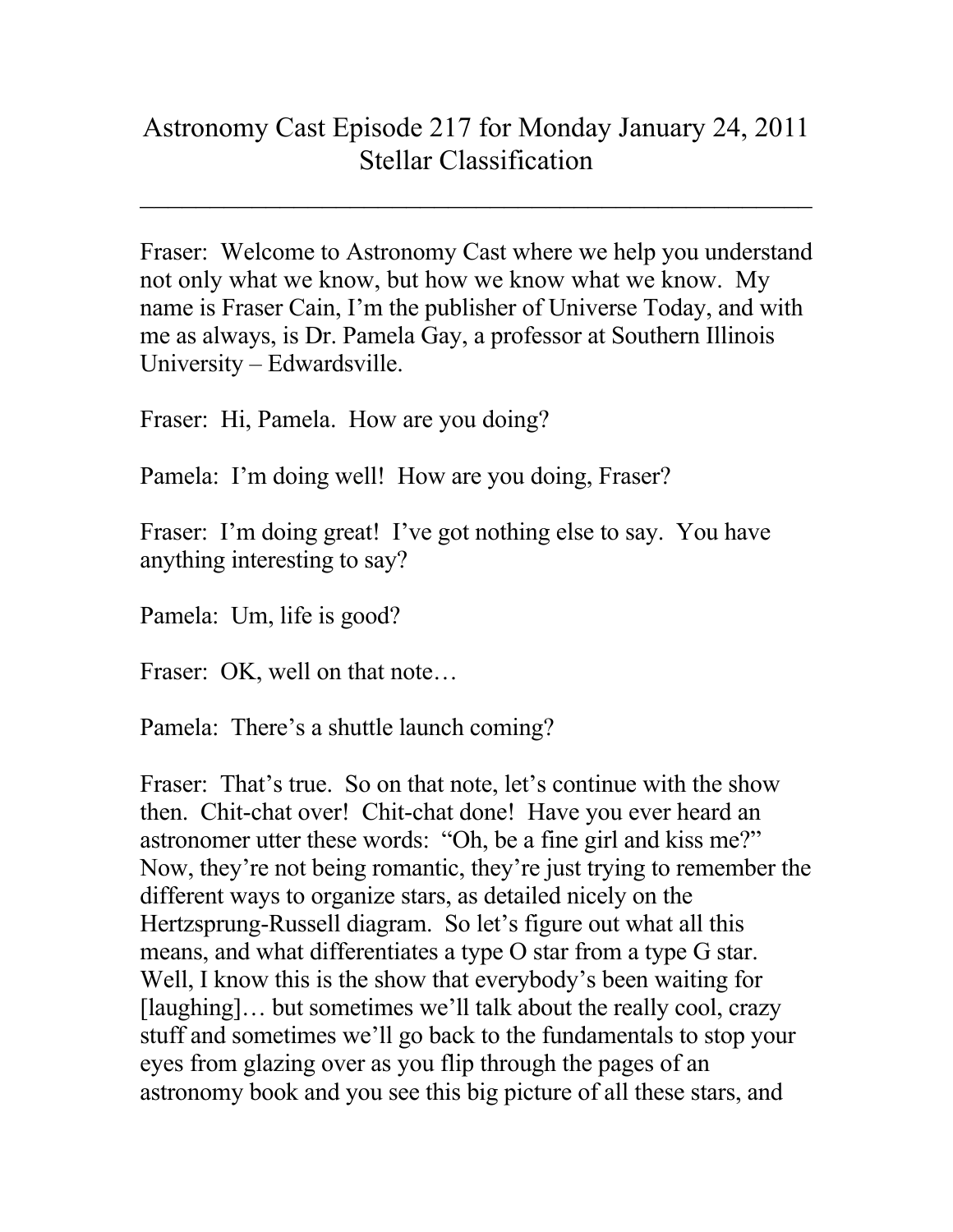# Astronomy Cast Episode 217 for Monday January 24, 2011
# Stellar Classification

---

Fraser: Welcome to Astronomy Cast where we help you understand not only what we know, but how we know what we know. My name is Fraser Cain, I'm the publisher of Universe Today, and with me as always, is Dr. Pamela Gay, a professor at Southern Illinois University – Edwardsville.

Fraser: Hi, Pamela. How are you doing?

Pamela: I'm doing well! How are you doing, Fraser?

Fraser: I'm doing great! I've got nothing else to say. You have anything interesting to say?

Pamela: Um, life is good?

Fraser: OK, well on that note…

Pamela: There's a shuttle launch coming?

Fraser: That's true. So on that note, let's continue with the show then. Chit-chat over! Chit-chat done! Have you ever heard an astronomer utter these words: "Oh, be a fine girl and kiss me?" Now, they're not being romantic, they're just trying to remember the different ways to organize stars, as detailed nicely on the Hertzsprung-Russell diagram. So let's figure out what all this means, and what differentiates a type O star from a type G star. Well, I know this is the show that everybody's been waiting for [laughing]… but sometimes we'll talk about the really cool, crazy stuff and sometimes we'll go back to the fundamentals to stop your eyes from glazing over as you flip through the pages of an astronomy book and you see this big picture of all these stars, and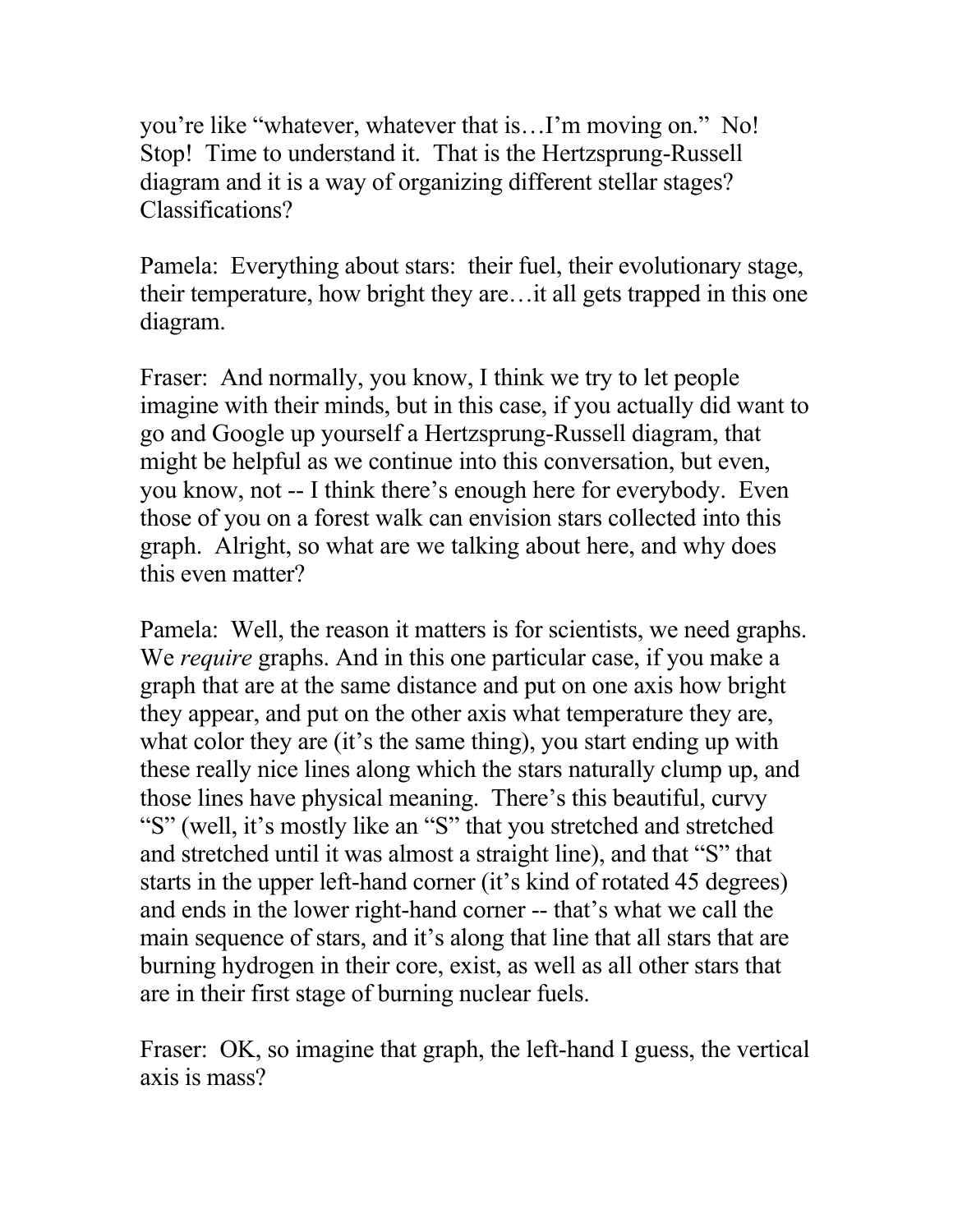you're like "whatever, whatever that is…I'm moving on." No! Stop! Time to understand it. That is the Hertzsprung-Russell diagram and it is a way of organizing different stellar stages? Classifications?

Pamela: Everything about stars: their fuel, their evolutionary stage, their temperature, how bright they are…it all gets trapped in this one diagram.

Fraser: And normally, you know, I think we try to let people imagine with their minds, but in this case, if you actually did want to go and Google up yourself a Hertzsprung-Russell diagram, that might be helpful as we continue into this conversation, but even, you know, not -- I think there's enough here for everybody. Even those of you on a forest walk can envision stars collected into this graph. Alright, so what are we talking about here, and why does this even matter?

Pamela: Well, the reason it matters is for scientists, we need graphs. We *require* graphs. And in this one particular case, if you make a graph that are at the same distance and put on one axis how bright they appear, and put on the other axis what temperature they are, what color they are (it's the same thing), you start ending up with these really nice lines along which the stars naturally clump up, and those lines have physical meaning. There's this beautiful, curvy "S" (well, it's mostly like an "S" that you stretched and stretched and stretched until it was almost a straight line), and that "S" that starts in the upper left-hand corner (it's kind of rotated 45 degrees) and ends in the lower right-hand corner -- that's what we call the main sequence of stars, and it's along that line that all stars that are burning hydrogen in their core, exist, as well as all other stars that are in their first stage of burning nuclear fuels.

Fraser: OK, so imagine that graph, the left-hand I guess, the vertical axis is mass?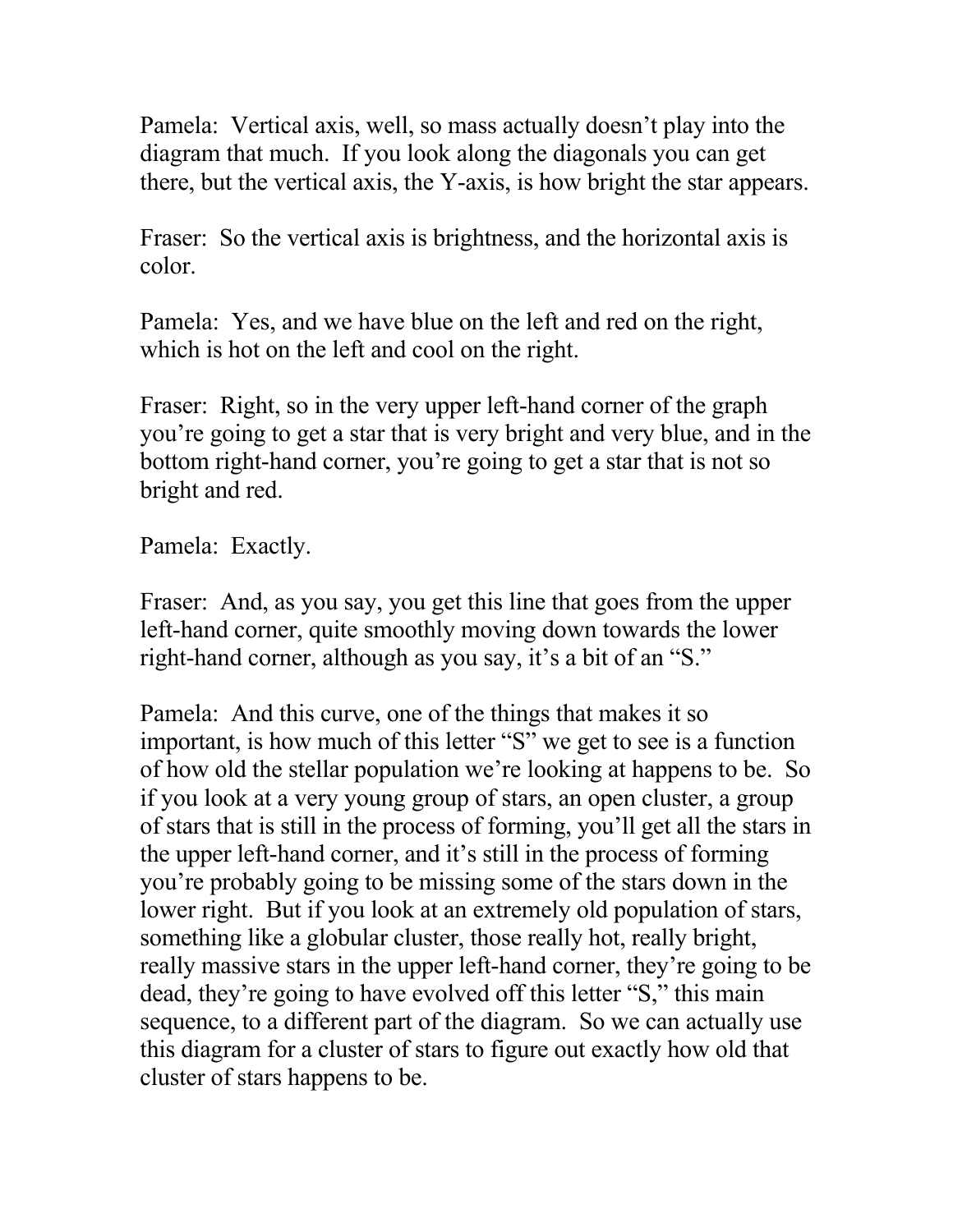Pamela: Vertical axis, well, so mass actually doesn't play into the diagram that much. If you look along the diagonals you can get there, but the vertical axis, the Y-axis, is how bright the star appears.

Fraser: So the vertical axis is brightness, and the horizontal axis is color.

Pamela: Yes, and we have blue on the left and red on the right, which is hot on the left and cool on the right.

Fraser: Right, so in the very upper left-hand corner of the graph you're going to get a star that is very bright and very blue, and in the bottom right-hand corner, you're going to get a star that is not so bright and red.

Pamela: Exactly.

Fraser: And, as you say, you get this line that goes from the upper left-hand corner, quite smoothly moving down towards the lower right-hand corner, although as you say, it's a bit of an "S."

Pamela: And this curve, one of the things that makes it so important, is how much of this letter "S" we get to see is a function of how old the stellar population we're looking at happens to be. So if you look at a very young group of stars, an open cluster, a group of stars that is still in the process of forming, you'll get all the stars in the upper left-hand corner, and it's still in the process of forming you're probably going to be missing some of the stars down in the lower right. But if you look at an extremely old population of stars, something like a globular cluster, those really hot, really bright, really massive stars in the upper left-hand corner, they're going to be dead, they're going to have evolved off this letter "S," this main sequence, to a different part of the diagram. So we can actually use this diagram for a cluster of stars to figure out exactly how old that cluster of stars happens to be.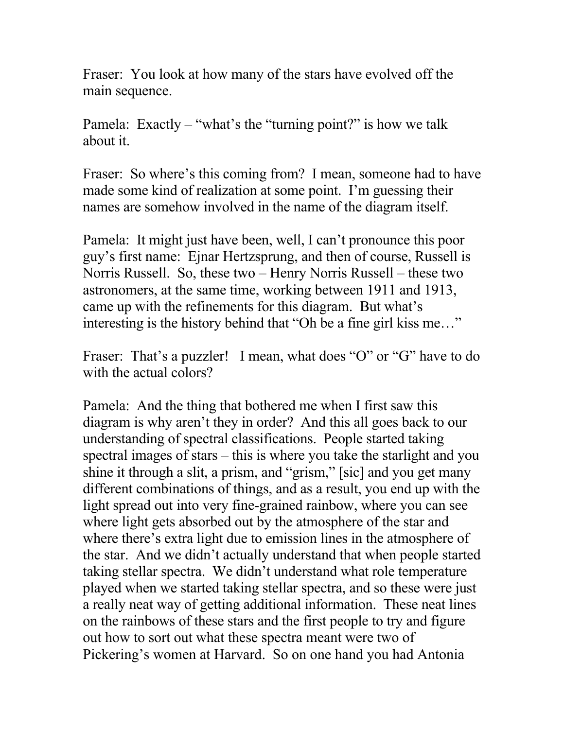Fraser: You look at how many of the stars have evolved off the main sequence.

Pamela: Exactly – "what's the "turning point?" is how we talk about it.

Fraser: So where's this coming from? I mean, someone had to have made some kind of realization at some point. I'm guessing their names are somehow involved in the name of the diagram itself.

Pamela: It might just have been, well, I can't pronounce this poor guy's first name: Ejnar Hertzsprung, and then of course, Russell is Norris Russell. So, these two – Henry Norris Russell – these two astronomers, at the same time, working between 1911 and 1913, came up with the refinements for this diagram. But what's interesting is the history behind that "Oh be a fine girl kiss me…"

Fraser: That's a puzzler! I mean, what does "O" or "G" have to do with the actual colors?

Pamela: And the thing that bothered me when I first saw this diagram is why aren't they in order? And this all goes back to our understanding of spectral classifications. People started taking spectral images of stars – this is where you take the starlight and you shine it through a slit, a prism, and "grism," [sic] and you get many different combinations of things, and as a result, you end up with the light spread out into very fine-grained rainbow, where you can see where light gets absorbed out by the atmosphere of the star and where there's extra light due to emission lines in the atmosphere of the star. And we didn't actually understand that when people started taking stellar spectra. We didn't understand what role temperature played when we started taking stellar spectra, and so these were just a really neat way of getting additional information. These neat lines on the rainbows of these stars and the first people to try and figure out how to sort out what these spectra meant were two of Pickering's women at Harvard. So on one hand you had Antonia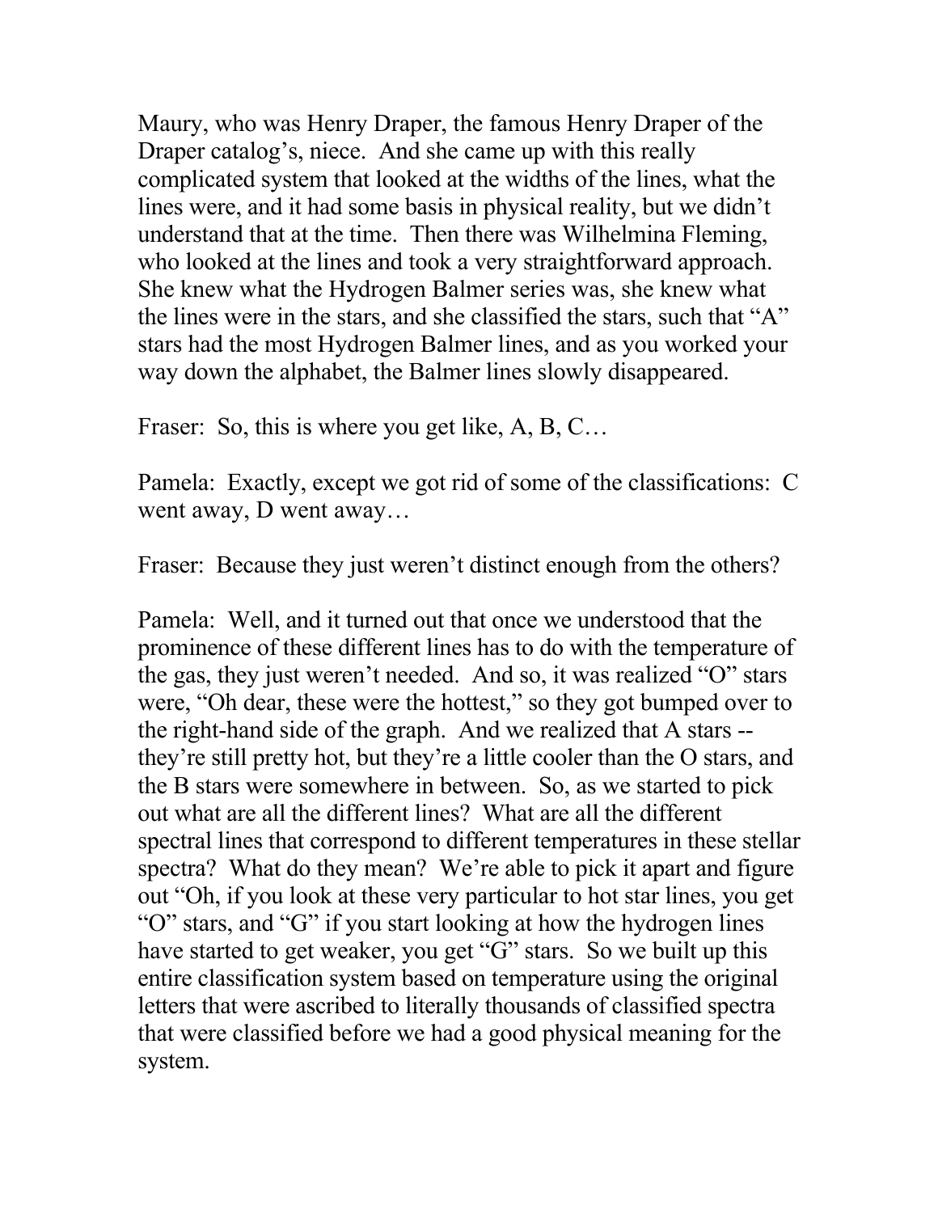Maury, who was Henry Draper, the famous Henry Draper of the Draper catalog's, niece. And she came up with this really complicated system that looked at the widths of the lines, what the lines were, and it had some basis in physical reality, but we didn't understand that at the time. Then there was Wilhelmina Fleming, who looked at the lines and took a very straightforward approach. She knew what the Hydrogen Balmer series was, she knew what the lines were in the stars, and she classified the stars, such that "A" stars had the most Hydrogen Balmer lines, and as you worked your way down the alphabet, the Balmer lines slowly disappeared.

Fraser: So, this is where you get like, A, B, C…

Pamela: Exactly, except we got rid of some of the classifications: C went away, D went away…

Fraser: Because they just weren't distinct enough from the others?

Pamela: Well, and it turned out that once we understood that the prominence of these different lines has to do with the temperature of the gas, they just weren't needed. And so, it was realized "O" stars were, "Oh dear, these were the hottest," so they got bumped over to the right-hand side of the graph. And we realized that A stars -- they're still pretty hot, but they're a little cooler than the O stars, and the B stars were somewhere in between. So, as we started to pick out what are all the different lines? What are all the different spectral lines that correspond to different temperatures in these stellar spectra? What do they mean? We're able to pick it apart and figure out "Oh, if you look at these very particular to hot star lines, you get "O" stars, and "G" if you start looking at how the hydrogen lines have started to get weaker, you get "G" stars. So we built up this entire classification system based on temperature using the original letters that were ascribed to literally thousands of classified spectra that were classified before we had a good physical meaning for the system.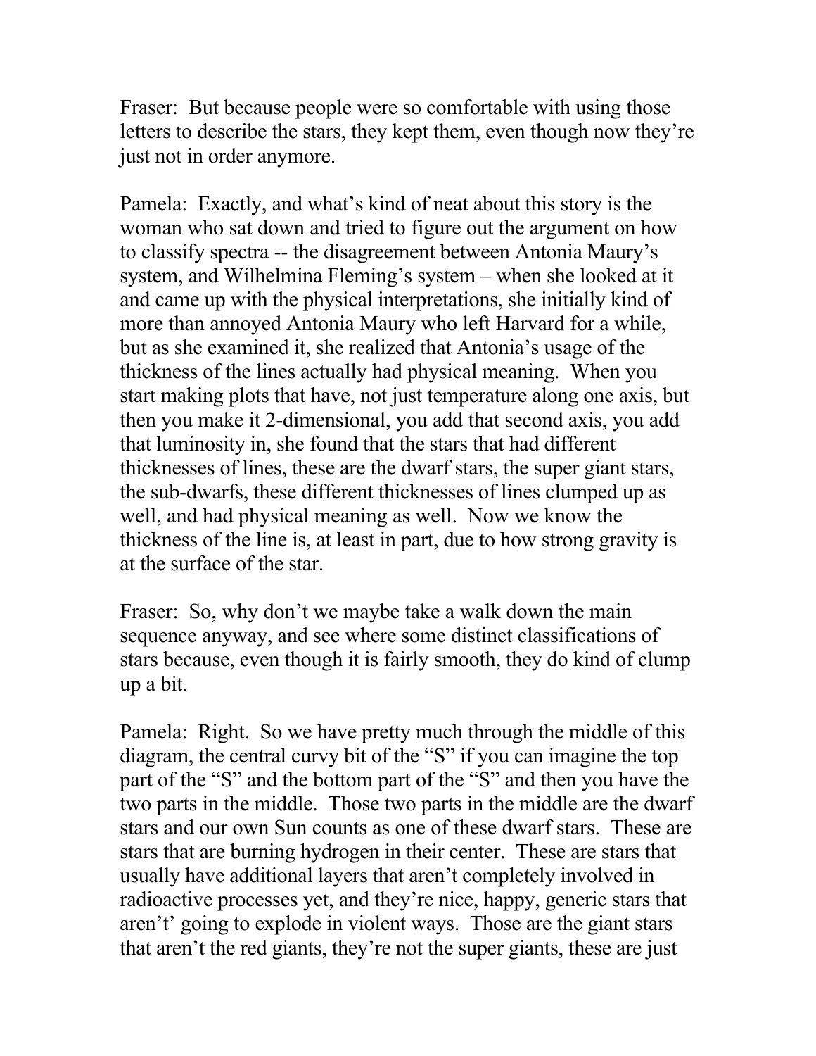Fraser: But because people were so comfortable with using those letters to describe the stars, they kept them, even though now they're just not in order anymore.

Pamela: Exactly, and what's kind of neat about this story is the woman who sat down and tried to figure out the argument on how to classify spectra -- the disagreement between Antonia Maury's system, and Wilhelmina Fleming's system – when she looked at it and came up with the physical interpretations, she initially kind of more than annoyed Antonia Maury who left Harvard for a while, but as she examined it, she realized that Antonia's usage of the thickness of the lines actually had physical meaning. When you start making plots that have, not just temperature along one axis, but then you make it 2-dimensional, you add that second axis, you add that luminosity in, she found that the stars that had different thicknesses of lines, these are the dwarf stars, the super giant stars, the sub-dwarfs, these different thicknesses of lines clumped up as well, and had physical meaning as well. Now we know the thickness of the line is, at least in part, due to how strong gravity is at the surface of the star.

Fraser: So, why don't we maybe take a walk down the main sequence anyway, and see where some distinct classifications of stars because, even though it is fairly smooth, they do kind of clump up a bit.

Pamela: Right. So we have pretty much through the middle of this diagram, the central curvy bit of the "S" if you can imagine the top part of the "S" and the bottom part of the "S" and then you have the two parts in the middle. Those two parts in the middle are the dwarf stars and our own Sun counts as one of these dwarf stars. These are stars that are burning hydrogen in their center. These are stars that usually have additional layers that aren't completely involved in radioactive processes yet, and they're nice, happy, generic stars that aren't' going to explode in violent ways. Those are the giant stars that aren't the red giants, they're not the super giants, these are just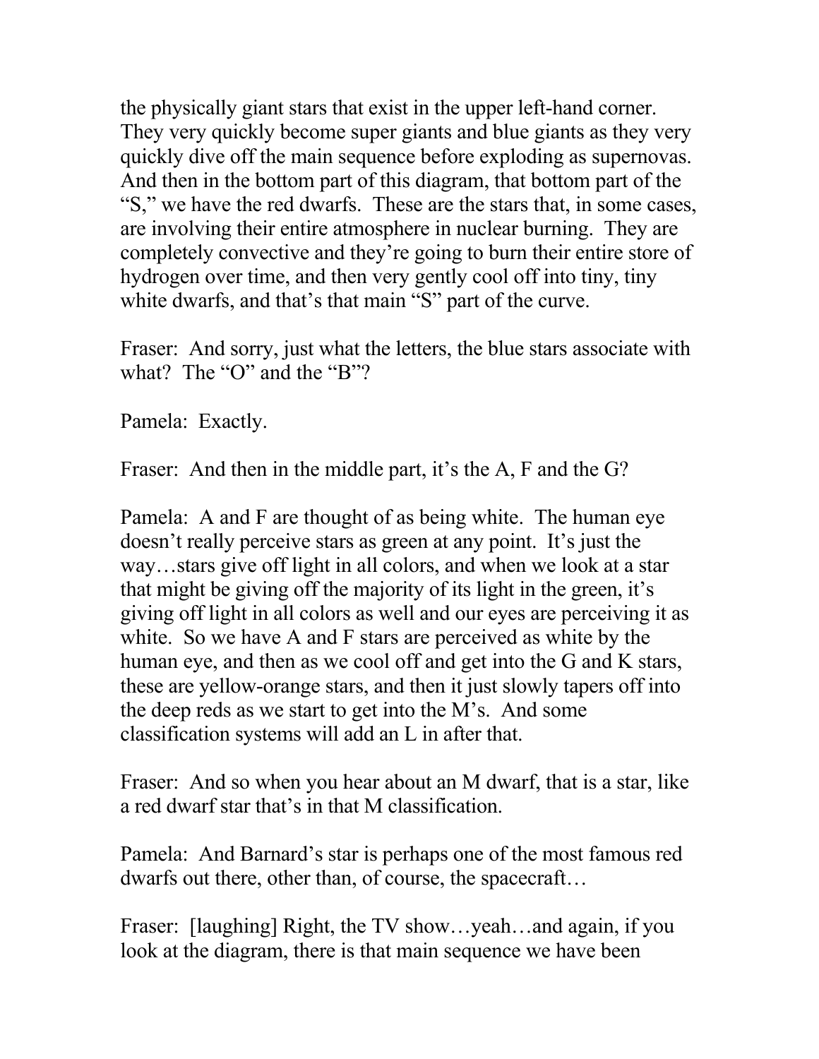the physically giant stars that exist in the upper left-hand corner. They very quickly become super giants and blue giants as they very quickly dive off the main sequence before exploding as supernovas. And then in the bottom part of this diagram, that bottom part of the "S," we have the red dwarfs. These are the stars that, in some cases, are involving their entire atmosphere in nuclear burning. They are completely convective and they're going to burn their entire store of hydrogen over time, and then very gently cool off into tiny, tiny white dwarfs, and that's that main "S" part of the curve.

Fraser: And sorry, just what the letters, the blue stars associate with what? The "O" and the "B"?

Pamela: Exactly.

Fraser: And then in the middle part, it's the A, F and the G?

Pamela: A and F are thought of as being white. The human eye doesn't really perceive stars as green at any point. It's just the way…stars give off light in all colors, and when we look at a star that might be giving off the majority of its light in the green, it's giving off light in all colors as well and our eyes are perceiving it as white. So we have A and F stars are perceived as white by the human eye, and then as we cool off and get into the G and K stars, these are yellow-orange stars, and then it just slowly tapers off into the deep reds as we start to get into the M's. And some classification systems will add an L in after that.

Fraser: And so when you hear about an M dwarf, that is a star, like a red dwarf star that's in that M classification.

Pamela: And Barnard's star is perhaps one of the most famous red dwarfs out there, other than, of course, the spacecraft…

Fraser: [laughing] Right, the TV show…yeah…and again, if you look at the diagram, there is that main sequence we have been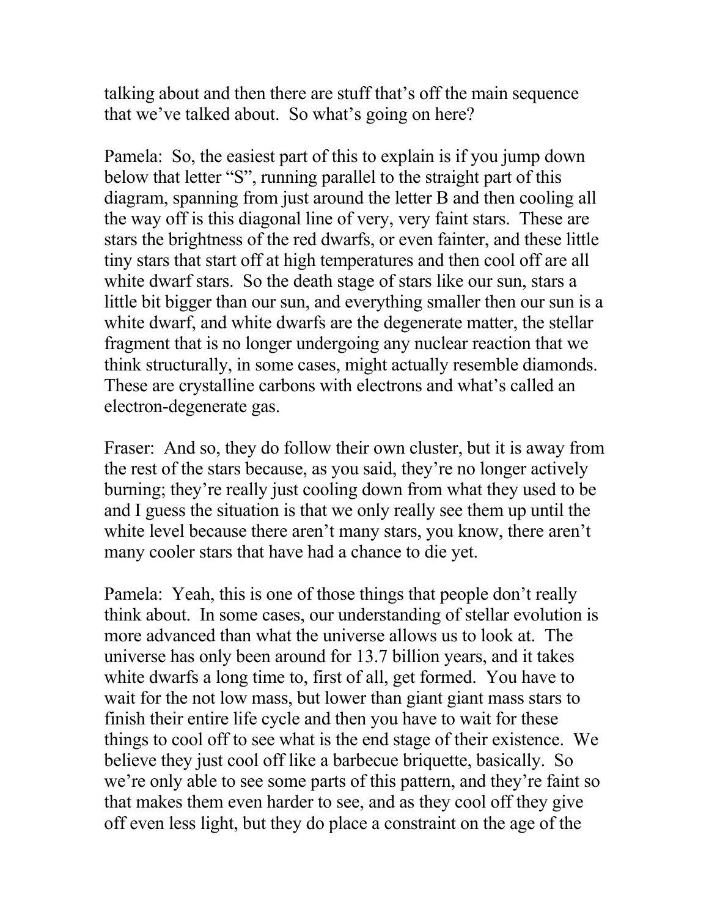talking about and then there are stuff that's off the main sequence that we've talked about. So what's going on here?

Pamela: So, the easiest part of this to explain is if you jump down below that letter "S", running parallel to the straight part of this diagram, spanning from just around the letter B and then cooling all the way off is this diagonal line of very, very faint stars. These are stars the brightness of the red dwarfs, or even fainter, and these little tiny stars that start off at high temperatures and then cool off are all white dwarf stars. So the death stage of stars like our sun, stars a little bit bigger than our sun, and everything smaller then our sun is a white dwarf, and white dwarfs are the degenerate matter, the stellar fragment that is no longer undergoing any nuclear reaction that we think structurally, in some cases, might actually resemble diamonds. These are crystalline carbons with electrons and what's called an electron-degenerate gas.

Fraser: And so, they do follow their own cluster, but it is away from the rest of the stars because, as you said, they're no longer actively burning; they're really just cooling down from what they used to be and I guess the situation is that we only really see them up until the white level because there aren't many stars, you know, there aren't many cooler stars that have had a chance to die yet.

Pamela: Yeah, this is one of those things that people don't really think about. In some cases, our understanding of stellar evolution is more advanced than what the universe allows us to look at. The universe has only been around for 13.7 billion years, and it takes white dwarfs a long time to, first of all, get formed. You have to wait for the not low mass, but lower than giant giant mass stars to finish their entire life cycle and then you have to wait for these things to cool off to see what is the end stage of their existence. We believe they just cool off like a barbecue briquette, basically. So we're only able to see some parts of this pattern, and they're faint so that makes them even harder to see, and as they cool off they give off even less light, but they do place a constraint on the age of the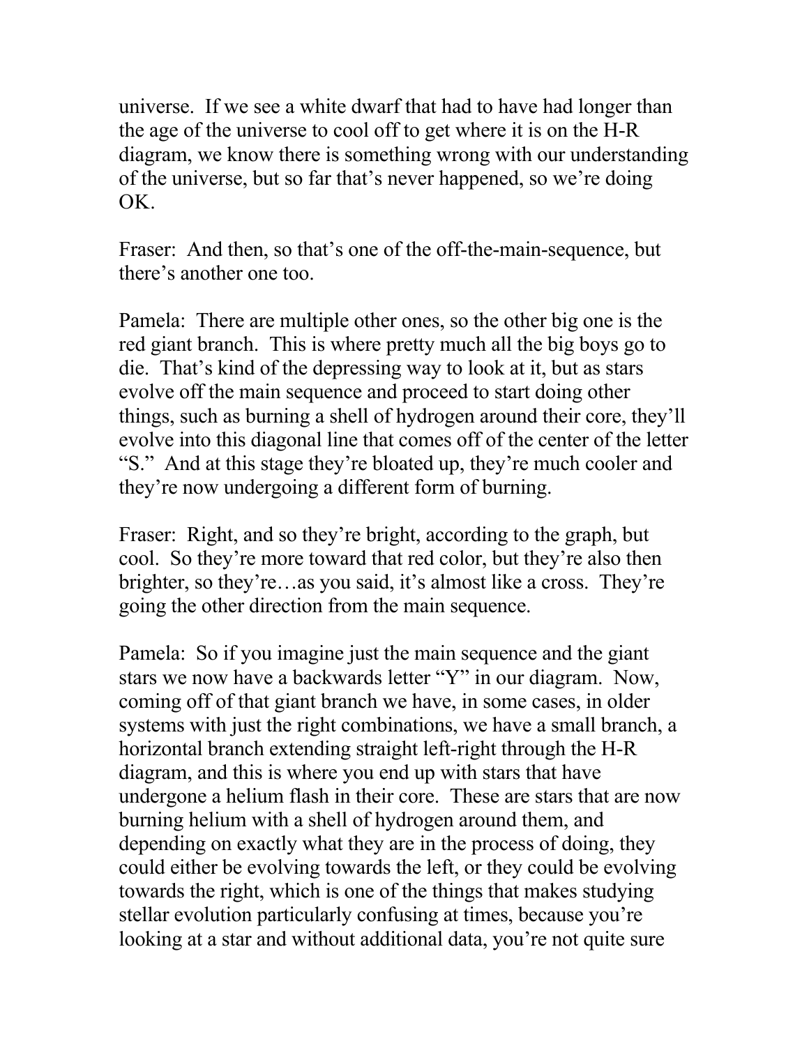universe. If we see a white dwarf that had to have had longer than the age of the universe to cool off to get where it is on the H-R diagram, we know there is something wrong with our understanding of the universe, but so far that's never happened, so we're doing OK.

Fraser: And then, so that's one of the off-the-main-sequence, but there's another one too.

Pamela: There are multiple other ones, so the other big one is the red giant branch. This is where pretty much all the big boys go to die. That's kind of the depressing way to look at it, but as stars evolve off the main sequence and proceed to start doing other things, such as burning a shell of hydrogen around their core, they'll evolve into this diagonal line that comes off of the center of the letter "S." And at this stage they're bloated up, they're much cooler and they're now undergoing a different form of burning.

Fraser: Right, and so they're bright, according to the graph, but cool. So they're more toward that red color, but they're also then brighter, so they're…as you said, it's almost like a cross. They're going the other direction from the main sequence.

Pamela: So if you imagine just the main sequence and the giant stars we now have a backwards letter "Y" in our diagram. Now, coming off of that giant branch we have, in some cases, in older systems with just the right combinations, we have a small branch, a horizontal branch extending straight left-right through the H-R diagram, and this is where you end up with stars that have undergone a helium flash in their core. These are stars that are now burning helium with a shell of hydrogen around them, and depending on exactly what they are in the process of doing, they could either be evolving towards the left, or they could be evolving towards the right, which is one of the things that makes studying stellar evolution particularly confusing at times, because you're looking at a star and without additional data, you're not quite sure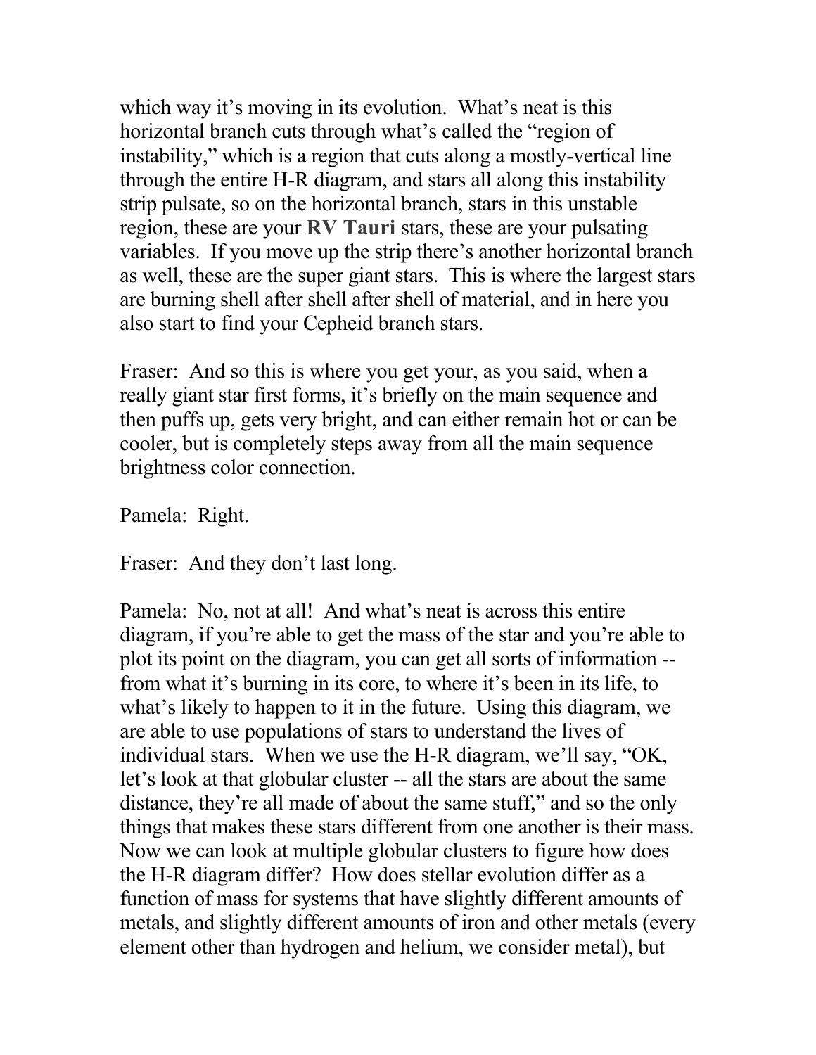which way it's moving in its evolution. What's neat is this horizontal branch cuts through what's called the "region of instability," which is a region that cuts along a mostly-vertical line through the entire H-R diagram, and stars all along this instability strip pulsate, so on the horizontal branch, stars in this unstable region, these are your **RV Tauri** stars, these are your pulsating variables. If you move up the strip there's another horizontal branch as well, these are the super giant stars. This is where the largest stars are burning shell after shell after shell of material, and in here you also start to find your Cepheid branch stars.

Fraser: And so this is where you get your, as you said, when a really giant star first forms, it's briefly on the main sequence and then puffs up, gets very bright, and can either remain hot or can be cooler, but is completely steps away from all the main sequence brightness color connection.

Pamela: Right.

Fraser: And they don't last long.

Pamela: No, not at all! And what's neat is across this entire diagram, if you're able to get the mass of the star and you're able to plot its point on the diagram, you can get all sorts of information -- from what it's burning in its core, to where it's been in its life, to what's likely to happen to it in the future. Using this diagram, we are able to use populations of stars to understand the lives of individual stars. When we use the H-R diagram, we'll say, "OK, let's look at that globular cluster -- all the stars are about the same distance, they're all made of about the same stuff," and so the only things that makes these stars different from one another is their mass. Now we can look at multiple globular clusters to figure how does the H-R diagram differ? How does stellar evolution differ as a function of mass for systems that have slightly different amounts of metals, and slightly different amounts of iron and other metals (every element other than hydrogen and helium, we consider metal), but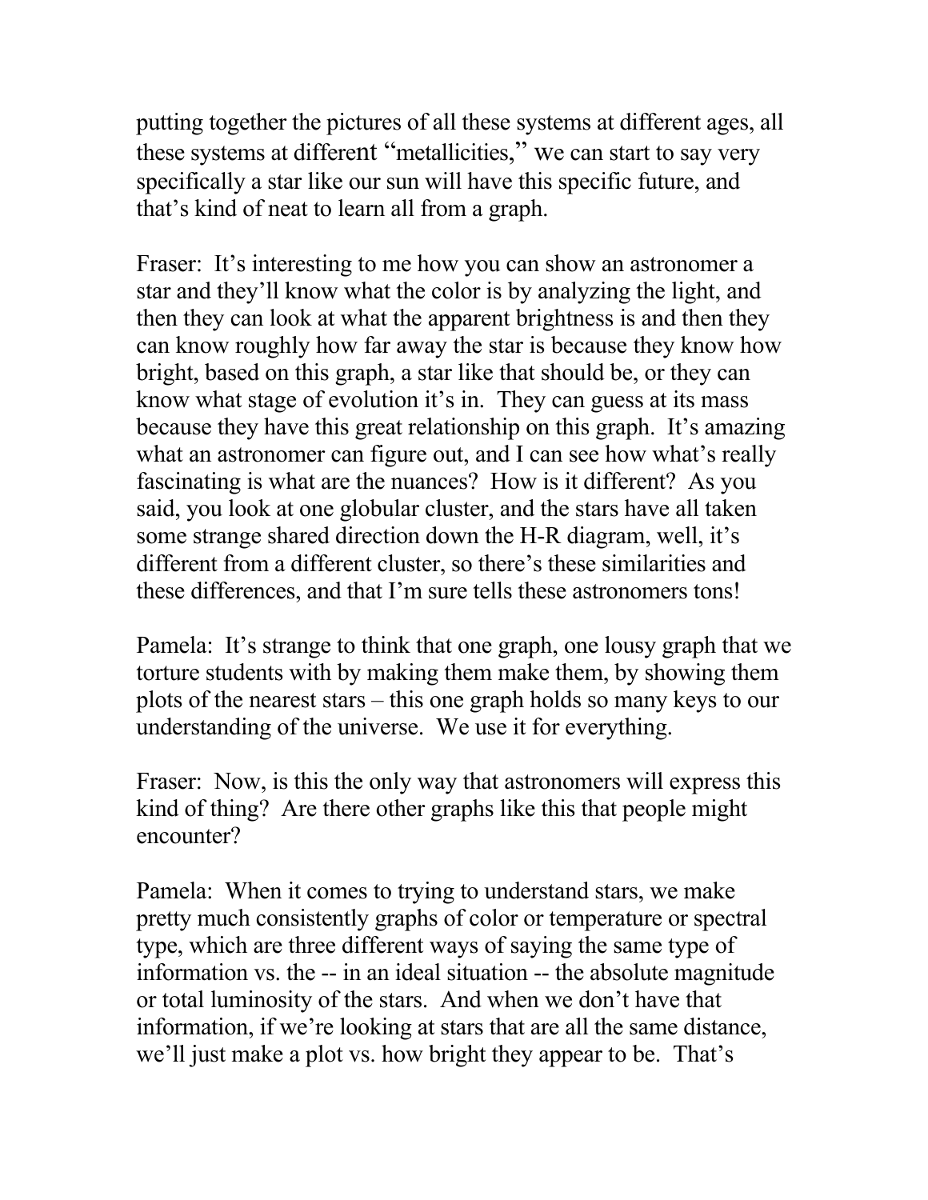putting together the pictures of all these systems at different ages, all these systems at different "metallicities," we can start to say very specifically a star like our sun will have this specific future, and that's kind of neat to learn all from a graph.

Fraser: It's interesting to me how you can show an astronomer a star and they'll know what the color is by analyzing the light, and then they can look at what the apparent brightness is and then they can know roughly how far away the star is because they know how bright, based on this graph, a star like that should be, or they can know what stage of evolution it's in. They can guess at its mass because they have this great relationship on this graph. It's amazing what an astronomer can figure out, and I can see how what's really fascinating is what are the nuances? How is it different? As you said, you look at one globular cluster, and the stars have all taken some strange shared direction down the H-R diagram, well, it's different from a different cluster, so there's these similarities and these differences, and that I'm sure tells these astronomers tons!

Pamela: It's strange to think that one graph, one lousy graph that we torture students with by making them make them, by showing them plots of the nearest stars – this one graph holds so many keys to our understanding of the universe. We use it for everything.

Fraser: Now, is this the only way that astronomers will express this kind of thing? Are there other graphs like this that people might encounter?

Pamela: When it comes to trying to understand stars, we make pretty much consistently graphs of color or temperature or spectral type, which are three different ways of saying the same type of information vs. the -- in an ideal situation -- the absolute magnitude or total luminosity of the stars. And when we don't have that information, if we're looking at stars that are all the same distance, we'll just make a plot vs. how bright they appear to be. That's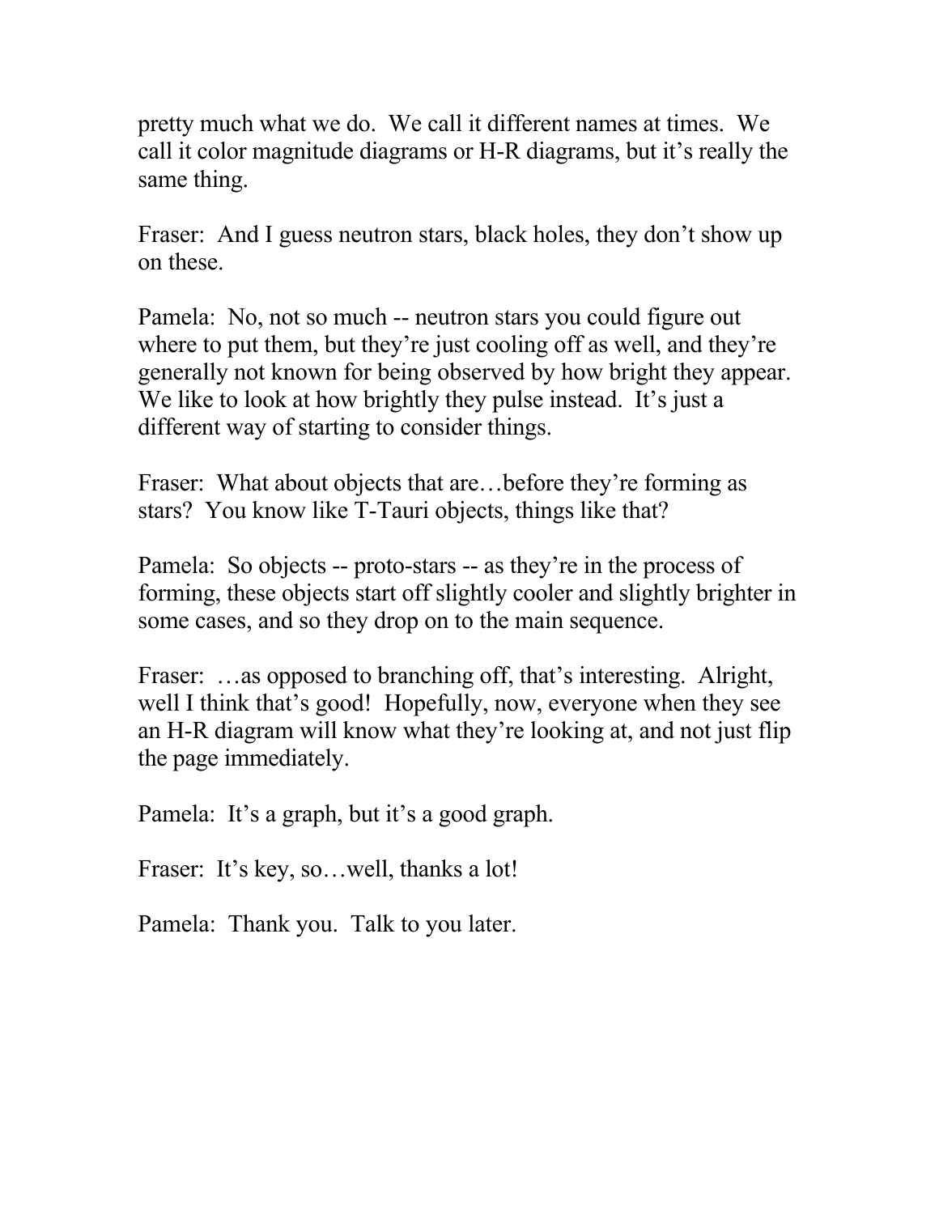pretty much what we do. We call it different names at times. We call it color magnitude diagrams or H-R diagrams, but it's really the same thing.

Fraser: And I guess neutron stars, black holes, they don't show up on these.

Pamela: No, not so much -- neutron stars you could figure out where to put them, but they're just cooling off as well, and they're generally not known for being observed by how bright they appear. We like to look at how brightly they pulse instead. It's just a different way of starting to consider things.

Fraser: What about objects that are…before they're forming as stars? You know like T-Tauri objects, things like that?

Pamela: So objects -- proto-stars -- as they're in the process of forming, these objects start off slightly cooler and slightly brighter in some cases, and so they drop on to the main sequence.

Fraser: …as opposed to branching off, that's interesting. Alright, well I think that's good! Hopefully, now, everyone when they see an H-R diagram will know what they're looking at, and not just flip the page immediately.

Pamela: It's a graph, but it's a good graph.

Fraser: It's key, so…well, thanks a lot!

Pamela: Thank you. Talk to you later.